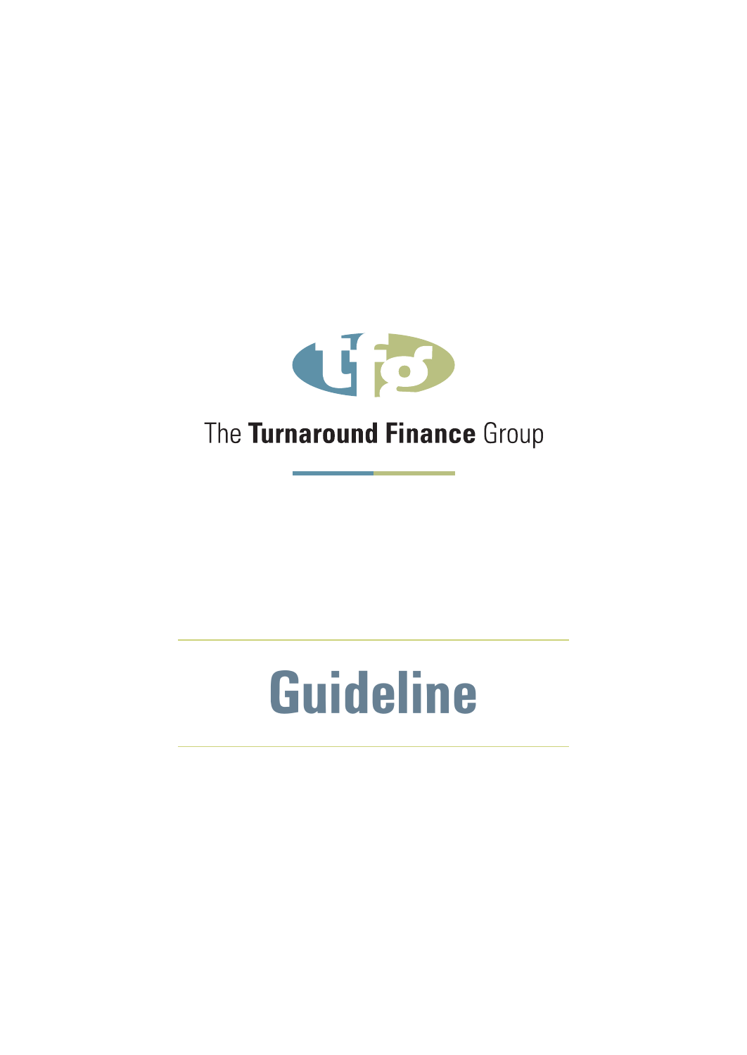The Turnaround Finance Group

# Guideline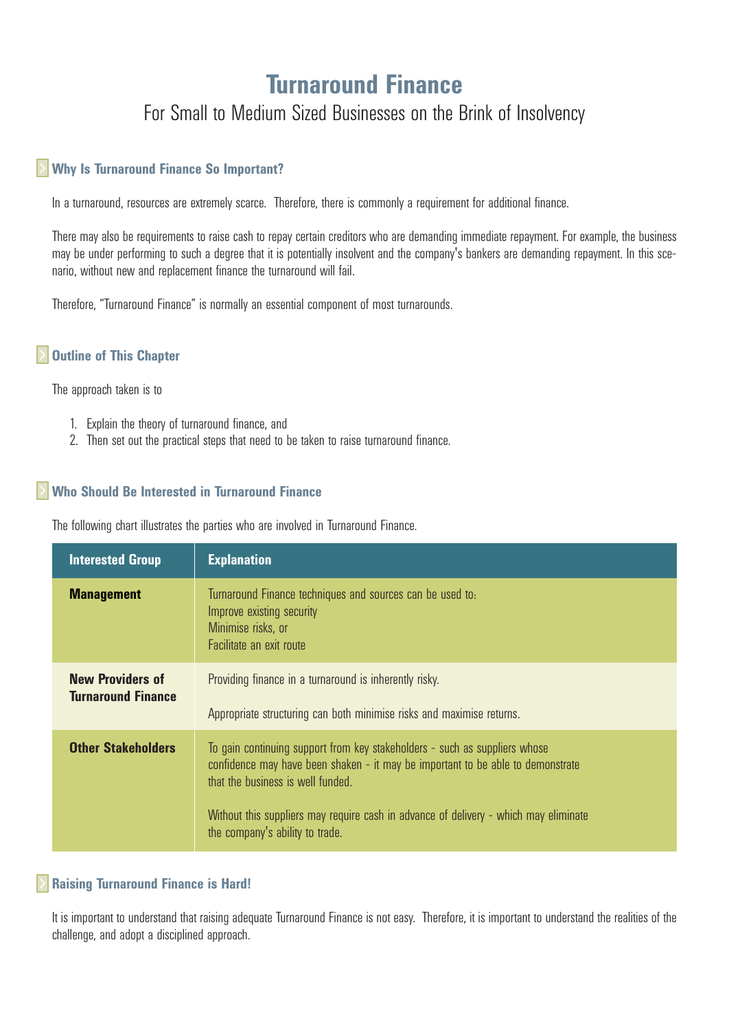# Turnaround Finance

## For Small to Medium Sized Businesses on the Brink of Insolvency

### Why Is Turnaround Finance So Important?

In a turnaround, resources are extremely scarce. Therefore, there is commonly a requirement for additional finance.

There may also be requirements to raise cash to repay certain creditors who are demanding immediate repayment. For example, the business may be under performing to such a degree that it is potentially insolvent and the company's bankers are demanding repayment. In this scenario, without new and replacement finance the turnaround will fail.

Therefore, "Turnaround Finance" is normally an essential component of most turnarounds.

### Outline of This Chapter

The approach taken is to

1. Explain the theory of turnaround finance, and
2. Then set out the practical steps that need to be taken to raise turnaround finance.

### Who Should Be Interested in Turnaround Finance

The following chart illustrates the parties who are involved in Turnaround Finance.

| Interested Group | Explanation |
| --- | --- |
| **Management** | Turnaround Finance techniques and sources can be used to:<br>Improve existing security<br>Minimise risks, or<br>Facilitate an exit route |
| **New Providers of Turnaround Finance** | Providing finance in a turnaround is inherently risky.<br><br>Appropriate structuring can both minimise risks and maximise returns. |
| **Other Stakeholders** | To gain continuing support from key stakeholders - such as suppliers whose confidence may have been shaken - it may be important to be able to demonstrate that the business is well funded.<br><br>Without this suppliers may require cash in advance of delivery - which may eliminate the company's ability to trade. |

### Raising Turnaround Finance is Hard!

It is important to understand that raising adequate Turnaround Finance is not easy. Therefore, it is important to understand the realities of the challenge, and adopt a disciplined approach.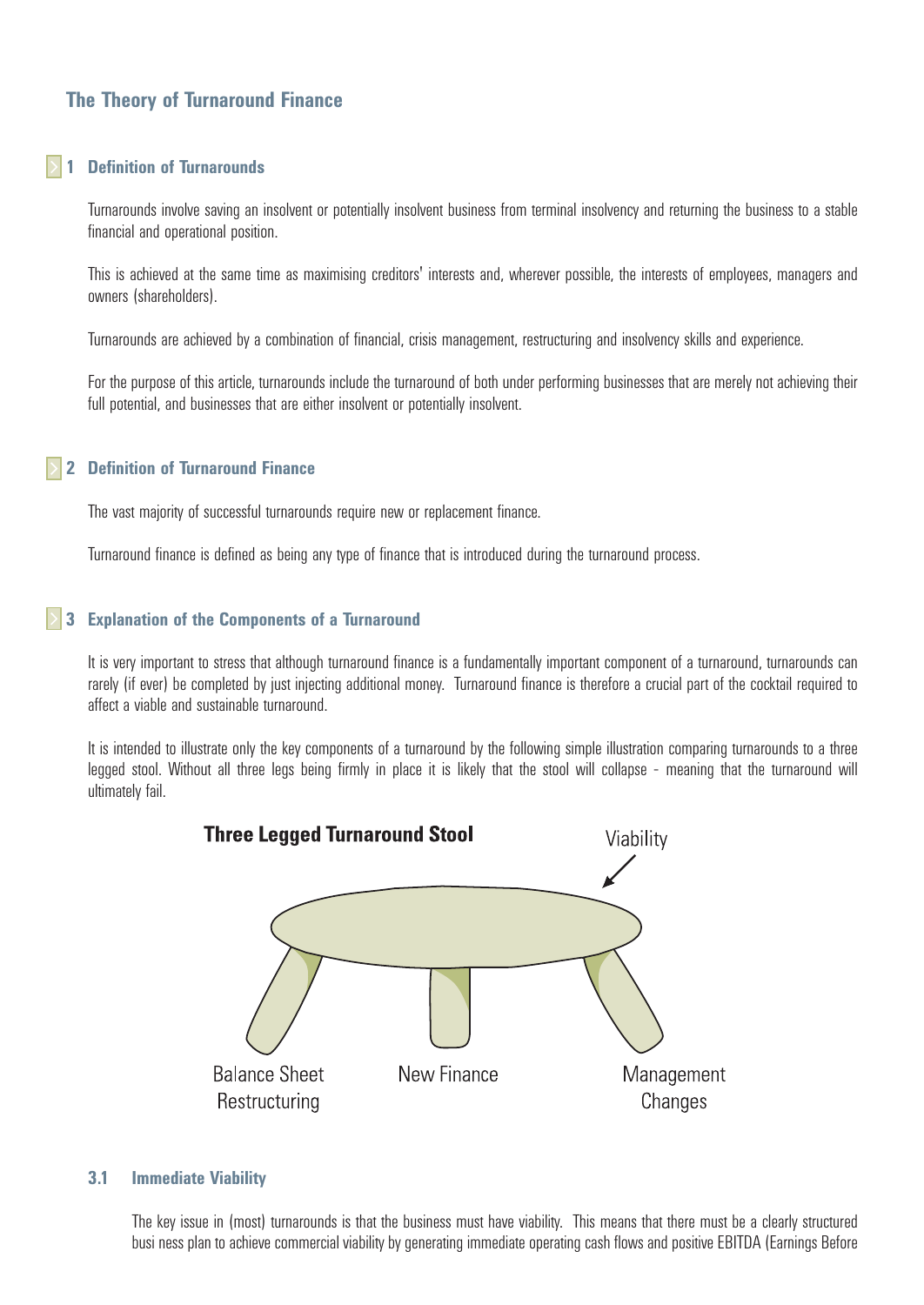## The Theory of Turnaround Finance

### 1 Definition of Turnarounds

Turnarounds involve saving an insolvent or potentially insolvent business from terminal insolvency and returning the business to a stable financial and operational position.

This is achieved at the same time as maximising creditors' interests and, wherever possible, the interests of employees, managers and owners (shareholders).

Turnarounds are achieved by a combination of financial, crisis management, restructuring and insolvency skills and experience.

For the purpose of this article, turnarounds include the turnaround of both under performing businesses that are merely not achieving their full potential, and businesses that are either insolvent or potentially insolvent.

### 2 Definition of Turnaround Finance

The vast majority of successful turnarounds require new or replacement finance.

Turnaround finance is defined as being any type of finance that is introduced during the turnaround process.

### 3 Explanation of the Components of a Turnaround

It is very important to stress that although turnaround finance is a fundamentally important component of a turnaround, turnarounds can rarely (if ever) be completed by just injecting additional money. Turnaround finance is therefore a crucial part of the cocktail required to affect a viable and sustainable turnaround.

It is intended to illustrate only the key components of a turnaround by the following simple illustration comparing turnarounds to a three legged stool. Without all three legs being firmly in place it is likely that the stool will collapse - meaning that the turnaround will ultimately fail.

**Three Legged Turnaround Stool**

Viability

Balance Sheet Restructuring | New Finance | Management Changes

#### 3.1 Immediate Viability

The key issue in (most) turnarounds is that the business must have viability. This means that there must be a clearly structured busi ness plan to achieve commercial viability by generating immediate operating cash flows and positive EBITDA (Earnings Before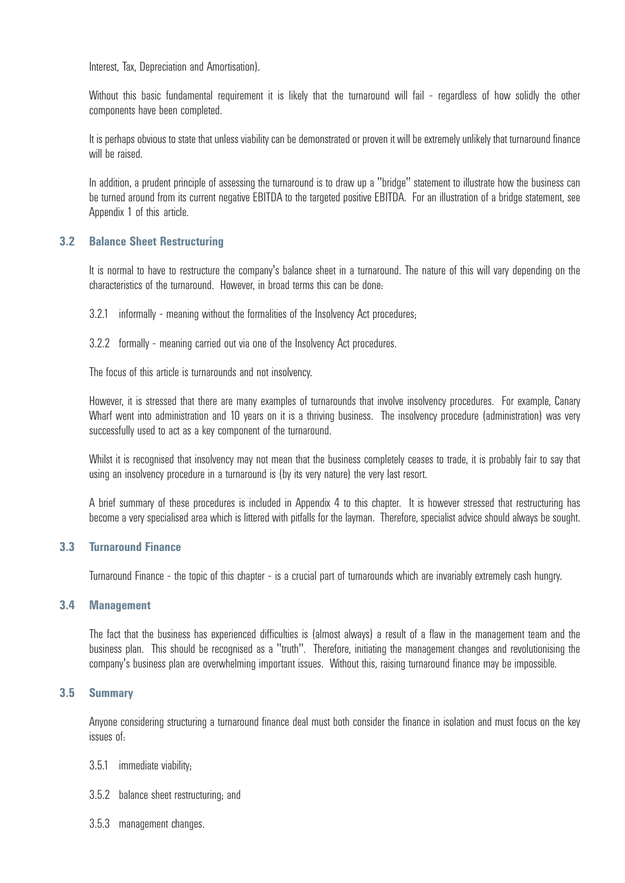Interest, Tax, Depreciation and Amortisation).

Without this basic fundamental requirement it is likely that the turnaround will fail - regardless of how solidly the other components have been completed.

It is perhaps obvious to state that unless viability can be demonstrated or proven it will be extremely unlikely that turnaround finance will be raised.

In addition, a prudent principle of assessing the turnaround is to draw up a "bridge" statement to illustrate how the business can be turned around from its current negative EBITDA to the targeted positive EBITDA. For an illustration of a bridge statement, see Appendix 1 of this article.

### 3.2 Balance Sheet Restructuring

It is normal to have to restructure the company's balance sheet in a turnaround. The nature of this will vary depending on the characteristics of the turnaround. However, in broad terms this can be done:

3.2.1 informally - meaning without the formalities of the Insolvency Act procedures;

3.2.2 formally - meaning carried out via one of the Insolvency Act procedures.

The focus of this article is turnarounds and not insolvency.

However, it is stressed that there are many examples of turnarounds that involve insolvency procedures. For example, Canary Wharf went into administration and 10 years on it is a thriving business. The insolvency procedure (administration) was very successfully used to act as a key component of the turnaround.

Whilst it is recognised that insolvency may not mean that the business completely ceases to trade, it is probably fair to say that using an insolvency procedure in a turnaround is (by its very nature) the very last resort.

A brief summary of these procedures is included in Appendix 4 to this chapter. It is however stressed that restructuring has become a very specialised area which is littered with pitfalls for the layman. Therefore, specialist advice should always be sought.

### 3.3 Turnaround Finance

Turnaround Finance - the topic of this chapter - is a crucial part of turnarounds which are invariably extremely cash hungry.

### 3.4 Management

The fact that the business has experienced difficulties is (almost always) a result of a flaw in the management team and the business plan. This should be recognised as a "truth". Therefore, initiating the management changes and revolutionising the company's business plan are overwhelming important issues. Without this, raising turnaround finance may be impossible.

### 3.5 Summary

Anyone considering structuring a turnaround finance deal must both consider the finance in isolation and must focus on the key issues of:

3.5.1 immediate viability;

3.5.2 balance sheet restructuring; and

3.5.3 management changes.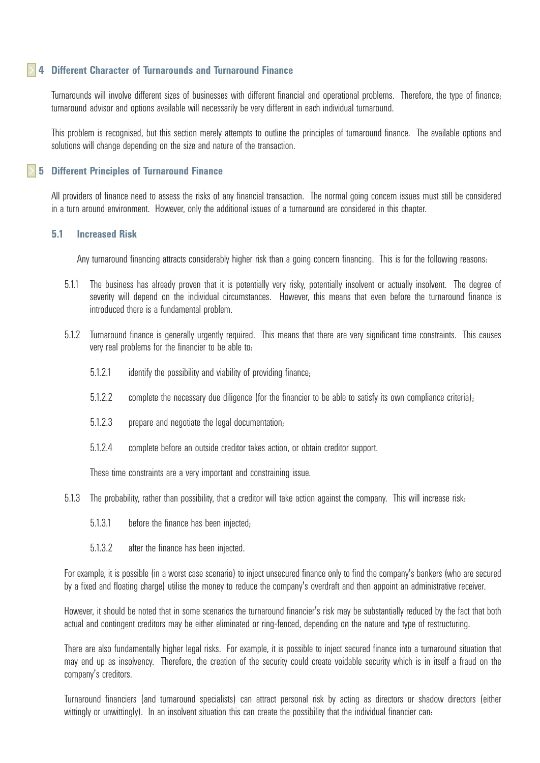## 4 Different Character of Turnarounds and Turnaround Finance

Turnarounds will involve different sizes of businesses with different financial and operational problems. Therefore, the type of finance; turnaround advisor and options available will necessarily be very different in each individual turnaround.

This problem is recognised, but this section merely attempts to outline the principles of turnaround finance. The available options and solutions will change depending on the size and nature of the transaction.

## 5 Different Principles of Turnaround Finance

All providers of finance need to assess the risks of any financial transaction. The normal going concern issues must still be considered in a turn around environment. However, only the additional issues of a turnaround are considered in this chapter.

### 5.1 Increased Risk

Any turnaround financing attracts considerably higher risk than a going concern financing. This is for the following reasons:

5.1.1 The business has already proven that it is potentially very risky, potentially insolvent or actually insolvent. The degree of severity will depend on the individual circumstances. However, this means that even before the turnaround finance is introduced there is a fundamental problem.

5.1.2 Turnaround finance is generally urgently required. This means that there are very significant time constraints. This causes very real problems for the financier to be able to:

5.1.2.1 identify the possibility and viability of providing finance;

5.1.2.2 complete the necessary due diligence (for the financier to be able to satisfy its own compliance criteria);

5.1.2.3 prepare and negotiate the legal documentation;

5.1.2.4 complete before an outside creditor takes action, or obtain creditor support.

These time constraints are a very important and constraining issue.

5.1.3 The probability, rather than possibility, that a creditor will take action against the company. This will increase risk:

5.1.3.1 before the finance has been injected;

5.1.3.2 after the finance has been injected.

For example, it is possible (in a worst case scenario) to inject unsecured finance only to find the company's bankers (who are secured by a fixed and floating charge) utilise the money to reduce the company's overdraft and then appoint an administrative receiver.

However, it should be noted that in some scenarios the turnaround financier's risk may be substantially reduced by the fact that both actual and contingent creditors may be either eliminated or ring-fenced, depending on the nature and type of restructuring.

There are also fundamentally higher legal risks. For example, it is possible to inject secured finance into a turnaround situation that may end up as insolvency. Therefore, the creation of the security could create voidable security which is in itself a fraud on the company's creditors.

Turnaround financiers (and turnaround specialists) can attract personal risk by acting as directors or shadow directors (either wittingly or unwittingly). In an insolvent situation this can create the possibility that the individual financier can: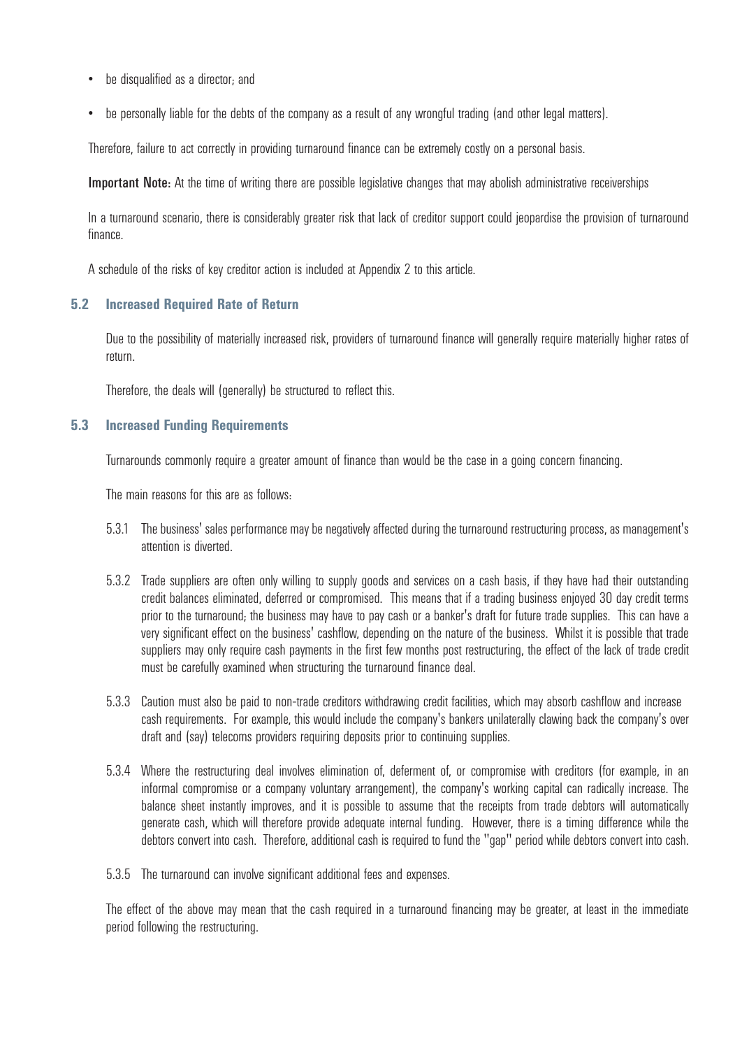- be disqualified as a director; and
- be personally liable for the debts of the company as a result of any wrongful trading (and other legal matters).

Therefore, failure to act correctly in providing turnaround finance can be extremely costly on a personal basis.

**Important Note:** At the time of writing there are possible legislative changes that may abolish administrative receiverships

In a turnaround scenario, there is considerably greater risk that lack of creditor support could jeopardise the provision of turnaround finance.

A schedule of the risks of key creditor action is included at Appendix 2 to this article.

### 5.2 Increased Required Rate of Return

Due to the possibility of materially increased risk, providers of turnaround finance will generally require materially higher rates of return.

Therefore, the deals will (generally) be structured to reflect this.

### 5.3 Increased Funding Requirements

Turnarounds commonly require a greater amount of finance than would be the case in a going concern financing.

The main reasons for this are as follows:

5.3.1 The business' sales performance may be negatively affected during the turnaround restructuring process, as management's attention is diverted.

5.3.2 Trade suppliers are often only willing to supply goods and services on a cash basis, if they have had their outstanding credit balances eliminated, deferred or compromised. This means that if a trading business enjoyed 30 day credit terms prior to the turnaround; the business may have to pay cash or a banker's draft for future trade supplies. This can have a very significant effect on the business' cashflow, depending on the nature of the business. Whilst it is possible that trade suppliers may only require cash payments in the first few months post restructuring, the effect of the lack of trade credit must be carefully examined when structuring the turnaround finance deal.

5.3.3 Caution must also be paid to non-trade creditors withdrawing credit facilities, which may absorb cashflow and increase cash requirements. For example, this would include the company's bankers unilaterally clawing back the company's over draft and (say) telecoms providers requiring deposits prior to continuing supplies.

5.3.4 Where the restructuring deal involves elimination of, deferment of, or compromise with creditors (for example, in an informal compromise or a company voluntary arrangement), the company's working capital can radically increase. The balance sheet instantly improves, and it is possible to assume that the receipts from trade debtors will automatically generate cash, which will therefore provide adequate internal funding. However, there is a timing difference while the debtors convert into cash. Therefore, additional cash is required to fund the "gap" period while debtors convert into cash.

5.3.5 The turnaround can involve significant additional fees and expenses.

The effect of the above may mean that the cash required in a turnaround financing may be greater, at least in the immediate period following the restructuring.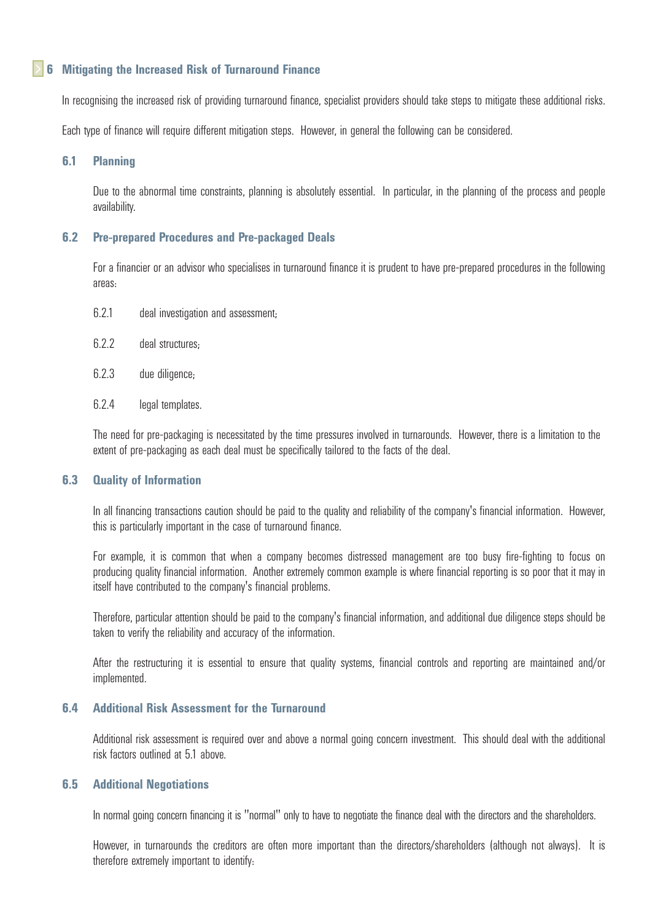## 6 Mitigating the Increased Risk of Turnaround Finance

In recognising the increased risk of providing turnaround finance, specialist providers should take steps to mitigate these additional risks.

Each type of finance will require different mitigation steps. However, in general the following can be considered.

### 6.1 Planning

Due to the abnormal time constraints, planning is absolutely essential. In particular, in the planning of the process and people availability.

### 6.2 Pre-prepared Procedures and Pre-packaged Deals

For a financier or an advisor who specialises in turnaround finance it is prudent to have pre-prepared procedures in the following areas:

6.2.1 deal investigation and assessment;

6.2.2 deal structures;

6.2.3 due diligence;

6.2.4 legal templates.

The need for pre-packaging is necessitated by the time pressures involved in turnarounds. However, there is a limitation to the extent of pre-packaging as each deal must be specifically tailored to the facts of the deal.

### 6.3 Quality of Information

In all financing transactions caution should be paid to the quality and reliability of the company's financial information. However, this is particularly important in the case of turnaround finance.

For example, it is common that when a company becomes distressed management are too busy fire-fighting to focus on producing quality financial information. Another extremely common example is where financial reporting is so poor that it may in itself have contributed to the company's financial problems.

Therefore, particular attention should be paid to the company's financial information, and additional due diligence steps should be taken to verify the reliability and accuracy of the information.

After the restructuring it is essential to ensure that quality systems, financial controls and reporting are maintained and/or implemented.

### 6.4 Additional Risk Assessment for the Turnaround

Additional risk assessment is required over and above a normal going concern investment. This should deal with the additional risk factors outlined at 5.1 above.

### 6.5 Additional Negotiations

In normal going concern financing it is "normal" only to have to negotiate the finance deal with the directors and the shareholders.

However, in turnarounds the creditors are often more important than the directors/shareholders (although not always). It is therefore extremely important to identify: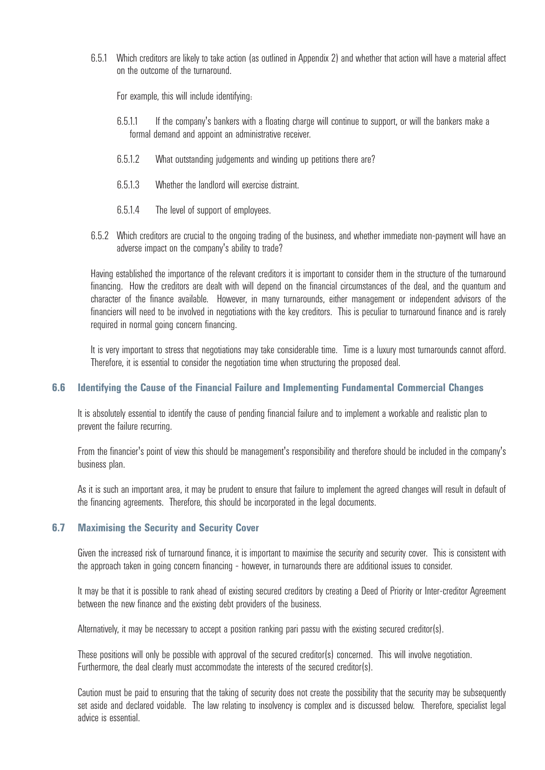6.5.1 Which creditors are likely to take action (as outlined in Appendix 2) and whether that action will have a material affect on the outcome of the turnaround.

For example, this will include identifying:

6.5.1.1 If the company's bankers with a floating charge will continue to support, or will the bankers make a formal demand and appoint an administrative receiver.

6.5.1.2 What outstanding judgements and winding up petitions there are?

6.5.1.3 Whether the landlord will exercise distraint.

6.5.1.4 The level of support of employees.

6.5.2 Which creditors are crucial to the ongoing trading of the business, and whether immediate non-payment will have an adverse impact on the company's ability to trade?

Having established the importance of the relevant creditors it is important to consider them in the structure of the turnaround financing. How the creditors are dealt with will depend on the financial circumstances of the deal, and the quantum and character of the finance available. However, in many turnarounds, either management or independent advisors of the financiers will need to be involved in negotiations with the key creditors. This is peculiar to turnaround finance and is rarely required in normal going concern financing.

It is very important to stress that negotiations may take considerable time. Time is a luxury most turnarounds cannot afford. Therefore, it is essential to consider the negotiation time when structuring the proposed deal.

### 6.6 Identifying the Cause of the Financial Failure and Implementing Fundamental Commercial Changes

It is absolutely essential to identify the cause of pending financial failure and to implement a workable and realistic plan to prevent the failure recurring.

From the financier's point of view this should be management's responsibility and therefore should be included in the company's business plan.

As it is such an important area, it may be prudent to ensure that failure to implement the agreed changes will result in default of the financing agreements. Therefore, this should be incorporated in the legal documents.

### 6.7 Maximising the Security and Security Cover

Given the increased risk of turnaround finance, it is important to maximise the security and security cover. This is consistent with the approach taken in going concern financing - however, in turnarounds there are additional issues to consider.

It may be that it is possible to rank ahead of existing secured creditors by creating a Deed of Priority or Inter-creditor Agreement between the new finance and the existing debt providers of the business.

Alternatively, it may be necessary to accept a position ranking pari passu with the existing secured creditor(s).

These positions will only be possible with approval of the secured creditor(s) concerned. This will involve negotiation. Furthermore, the deal clearly must accommodate the interests of the secured creditor(s).

Caution must be paid to ensuring that the taking of security does not create the possibility that the security may be subsequently set aside and declared voidable. The law relating to insolvency is complex and is discussed below. Therefore, specialist legal advice is essential.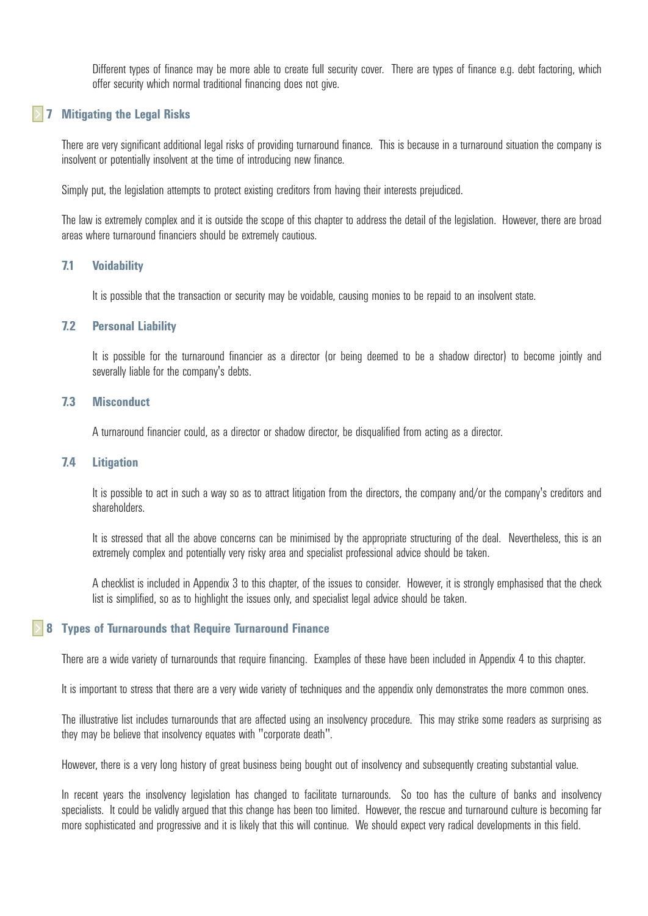Different types of finance may be more able to create full security cover. There are types of finance e.g. debt factoring, which offer security which normal traditional financing does not give.

## 7 Mitigating the Legal Risks

There are very significant additional legal risks of providing turnaround finance. This is because in a turnaround situation the company is insolvent or potentially insolvent at the time of introducing new finance.

Simply put, the legislation attempts to protect existing creditors from having their interests prejudiced.

The law is extremely complex and it is outside the scope of this chapter to address the detail of the legislation. However, there are broad areas where turnaround financiers should be extremely cautious.

### 7.1 Voidability

It is possible that the transaction or security may be voidable, causing monies to be repaid to an insolvent state.

### 7.2 Personal Liability

It is possible for the turnaround financier as a director (or being deemed to be a shadow director) to become jointly and severally liable for the company's debts.

### 7.3 Misconduct

A turnaround financier could, as a director or shadow director, be disqualified from acting as a director.

### 7.4 Litigation

It is possible to act in such a way so as to attract litigation from the directors, the company and/or the company's creditors and shareholders.

It is stressed that all the above concerns can be minimised by the appropriate structuring of the deal. Nevertheless, this is an extremely complex and potentially very risky area and specialist professional advice should be taken.

A checklist is included in Appendix 3 to this chapter, of the issues to consider. However, it is strongly emphasised that the check list is simplified, so as to highlight the issues only, and specialist legal advice should be taken.

## 8 Types of Turnarounds that Require Turnaround Finance

There are a wide variety of turnarounds that require financing. Examples of these have been included in Appendix 4 to this chapter.

It is important to stress that there are a very wide variety of techniques and the appendix only demonstrates the more common ones.

The illustrative list includes turnarounds that are affected using an insolvency procedure. This may strike some readers as surprising as they may be believe that insolvency equates with "corporate death".

However, there is a very long history of great business being bought out of insolvency and subsequently creating substantial value.

In recent years the insolvency legislation has changed to facilitate turnarounds. So too has the culture of banks and insolvency specialists. It could be validly argued that this change has been too limited. However, the rescue and turnaround culture is becoming far more sophisticated and progressive and it is likely that this will continue. We should expect very radical developments in this field.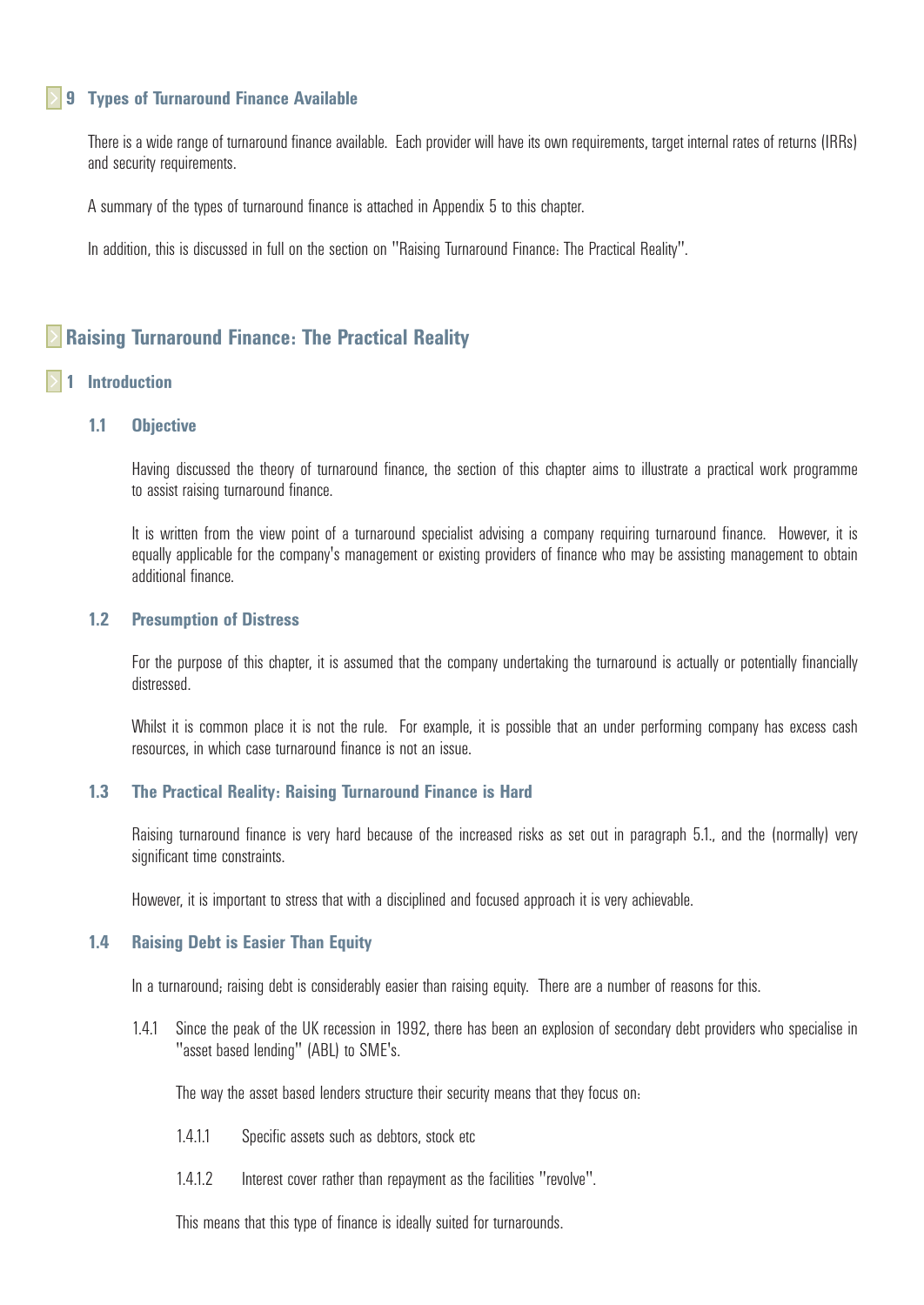## 9 Types of Turnaround Finance Available

There is a wide range of turnaround finance available. Each provider will have its own requirements, target internal rates of returns (IRRs) and security requirements.

A summary of the types of turnaround finance is attached in Appendix 5 to this chapter.

In addition, this is discussed in full on the section on "Raising Turnaround Finance: The Practical Reality".

# Raising Turnaround Finance: The Practical Reality

## 1 Introduction

### 1.1 Objective

Having discussed the theory of turnaround finance, the section of this chapter aims to illustrate a practical work programme to assist raising turnaround finance.

It is written from the view point of a turnaround specialist advising a company requiring turnaround finance. However, it is equally applicable for the company's management or existing providers of finance who may be assisting management to obtain additional finance.

### 1.2 Presumption of Distress

For the purpose of this chapter, it is assumed that the company undertaking the turnaround is actually or potentially financially distressed.

Whilst it is common place it is not the rule. For example, it is possible that an under performing company has excess cash resources, in which case turnaround finance is not an issue.

### 1.3 The Practical Reality: Raising Turnaround Finance is Hard

Raising turnaround finance is very hard because of the increased risks as set out in paragraph 5.1., and the (normally) very significant time constraints.

However, it is important to stress that with a disciplined and focused approach it is very achievable.

### 1.4 Raising Debt is Easier Than Equity

In a turnaround; raising debt is considerably easier than raising equity. There are a number of reasons for this.

1.4.1 Since the peak of the UK recession in 1992, there has been an explosion of secondary debt providers who specialise in "asset based lending" (ABL) to SME's.

The way the asset based lenders structure their security means that they focus on:

1.4.1.1 Specific assets such as debtors, stock etc

1.4.1.2 Interest cover rather than repayment as the facilities "revolve".

This means that this type of finance is ideally suited for turnarounds.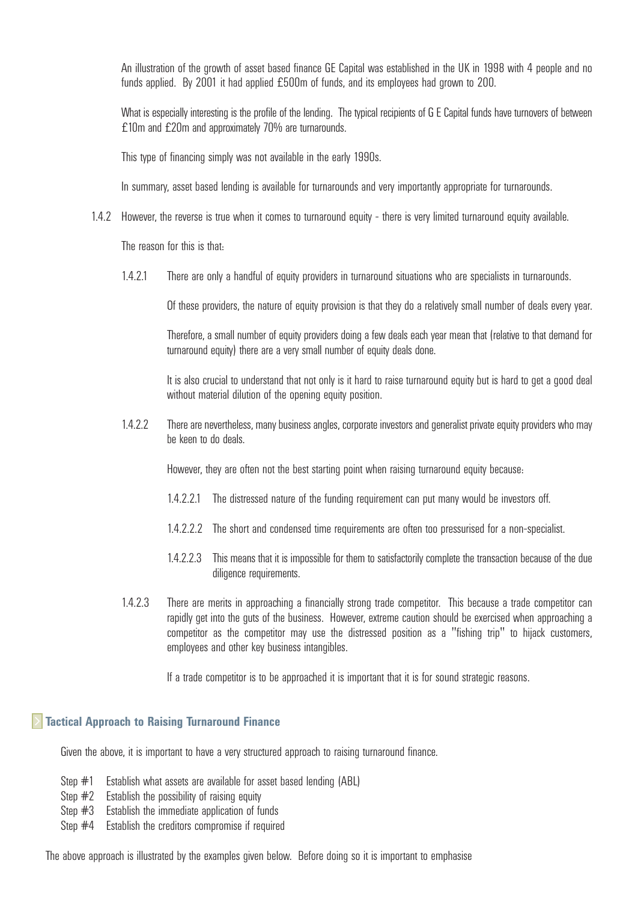An illustration of the growth of asset based finance GE Capital was established in the UK in 1998 with 4 people and no funds applied. By 2001 it had applied £500m of funds, and its employees had grown to 200.

What is especially interesting is the profile of the lending. The typical recipients of G E Capital funds have turnovers of between £10m and £20m and approximately 70% are turnarounds.

This type of financing simply was not available in the early 1990s.

In summary, asset based lending is available for turnarounds and very importantly appropriate for turnarounds.

1.4.2 However, the reverse is true when it comes to turnaround equity - there is very limited turnaround equity available.

The reason for this is that:

1.4.2.1 There are only a handful of equity providers in turnaround situations who are specialists in turnarounds.

Of these providers, the nature of equity provision is that they do a relatively small number of deals every year.

Therefore, a small number of equity providers doing a few deals each year mean that (relative to that demand for turnaround equity) there are a very small number of equity deals done.

It is also crucial to understand that not only is it hard to raise turnaround equity but is hard to get a good deal without material dilution of the opening equity position.

1.4.2.2 There are nevertheless, many business angles, corporate investors and generalist private equity providers who may be keen to do deals.

However, they are often not the best starting point when raising turnaround equity because:

1.4.2.2.1 The distressed nature of the funding requirement can put many would be investors off.

1.4.2.2.2 The short and condensed time requirements are often too pressurised for a non-specialist.

1.4.2.2.3 This means that it is impossible for them to satisfactorily complete the transaction because of the due diligence requirements.

1.4.2.3 There are merits in approaching a financially strong trade competitor. This because a trade competitor can rapidly get into the guts of the business. However, extreme caution should be exercised when approaching a competitor as the competitor may use the distressed position as a "fishing trip" to hijack customers, employees and other key business intangibles.

If a trade competitor is to be approached it is important that it is for sound strategic reasons.

## Tactical Approach to Raising Turnaround Finance

Given the above, it is important to have a very structured approach to raising turnaround finance.

Step #1 Establish what assets are available for asset based lending (ABL)
Step #2 Establish the possibility of raising equity
Step #3 Establish the immediate application of funds
Step #4 Establish the creditors compromise if required

The above approach is illustrated by the examples given below. Before doing so it is important to emphasise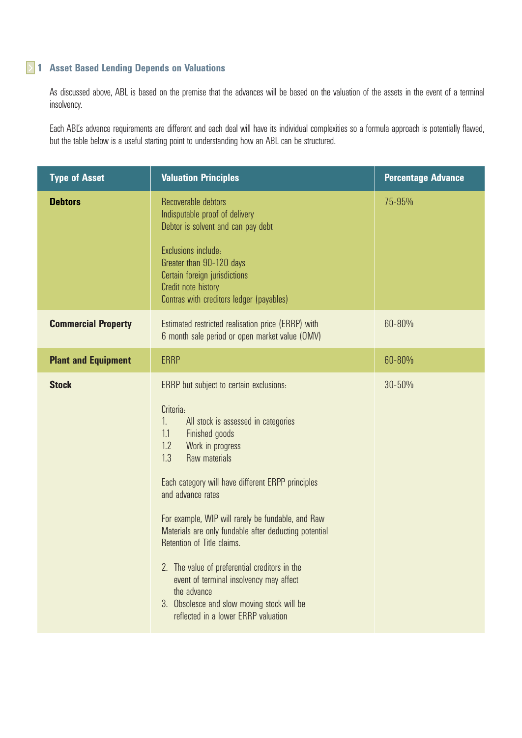## 1 Asset Based Lending Depends on Valuations

As discussed above, ABL is based on the premise that the advances will be based on the valuation of the assets in the event of a terminal insolvency.

Each ABL's advance requirements are different and each deal will have its individual complexities so a formula approach is potentially flawed, but the table below is a useful starting point to understanding how an ABL can be structured.

| Type of Asset | Valuation Principles | Percentage Advance |
|---|---|---|
| **Debtors** | Recoverable debtors<br>Indisputable proof of delivery<br>Debtor is solvent and can pay debt<br><br>Exclusions include:<br>Greater than 90-120 days<br>Certain foreign jurisdictions<br>Credit note history<br>Contras with creditors ledger (payables) | 75-95% |
| **Commercial Property** | Estimated restricted realisation price (ERRP) with 6 month sale period or open market value (OMV) | 60-80% |
| **Plant and Equipment** | ERRP | 60-80% |
| **Stock** | ERRP but subject to certain exclusions:<br><br>Criteria:<br>1. All stock is assessed in categories<br>1.1 Finished goods<br>1.2 Work in progress<br>1.3 Raw materials<br><br>Each category will have different ERPP principles and advance rates<br><br>For example, WIP will rarely be fundable, and Raw Materials are only fundable after deducting potential Retention of Title claims.<br><br>2. The value of preferential creditors in the event of terminal insolvency may affect the advance<br>3. Obsolesce and slow moving stock will be reflected in a lower ERRP valuation | 30-50% |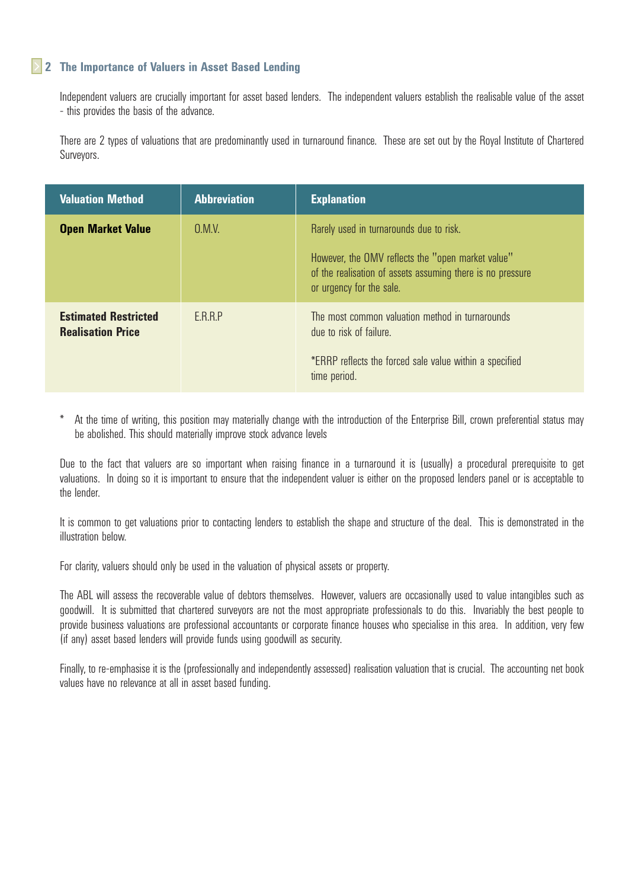## 2 The Importance of Valuers in Asset Based Lending

Independent valuers are crucially important for asset based lenders. The independent valuers establish the realisable value of the asset - this provides the basis of the advance.

There are 2 types of valuations that are predominantly used in turnaround finance. These are set out by the Royal Institute of Chartered Surveyors.

| Valuation Method | Abbreviation | Explanation |
|---|---|---|
| **Open Market Value** | O.M.V. | Rarely used in turnarounds due to risk.<br><br>However, the OMV reflects the "open market value" of the realisation of assets assuming there is no pressure or urgency for the sale. |
| **Estimated Restricted Realisation Price** | E.R.R.P | The most common valuation method in turnarounds due to risk of failure.<br><br>*ERRP reflects the forced sale value within a specified time period. |

\* At the time of writing, this position may materially change with the introduction of the Enterprise Bill, crown preferential status may be abolished. This should materially improve stock advance levels

Due to the fact that valuers are so important when raising finance in a turnaround it is (usually) a procedural prerequisite to get valuations. In doing so it is important to ensure that the independent valuer is either on the proposed lenders panel or is acceptable to the lender.

It is common to get valuations prior to contacting lenders to establish the shape and structure of the deal. This is demonstrated in the illustration below.

For clarity, valuers should only be used in the valuation of physical assets or property.

The ABL will assess the recoverable value of debtors themselves. However, valuers are occasionally used to value intangibles such as goodwill. It is submitted that chartered surveyors are not the most appropriate professionals to do this. Invariably the best people to provide business valuations are professional accountants or corporate finance houses who specialise in this area. In addition, very few (if any) asset based lenders will provide funds using goodwill as security.

Finally, to re-emphasise it is the (professionally and independently assessed) realisation valuation that is crucial. The accounting net book values have no relevance at all in asset based funding.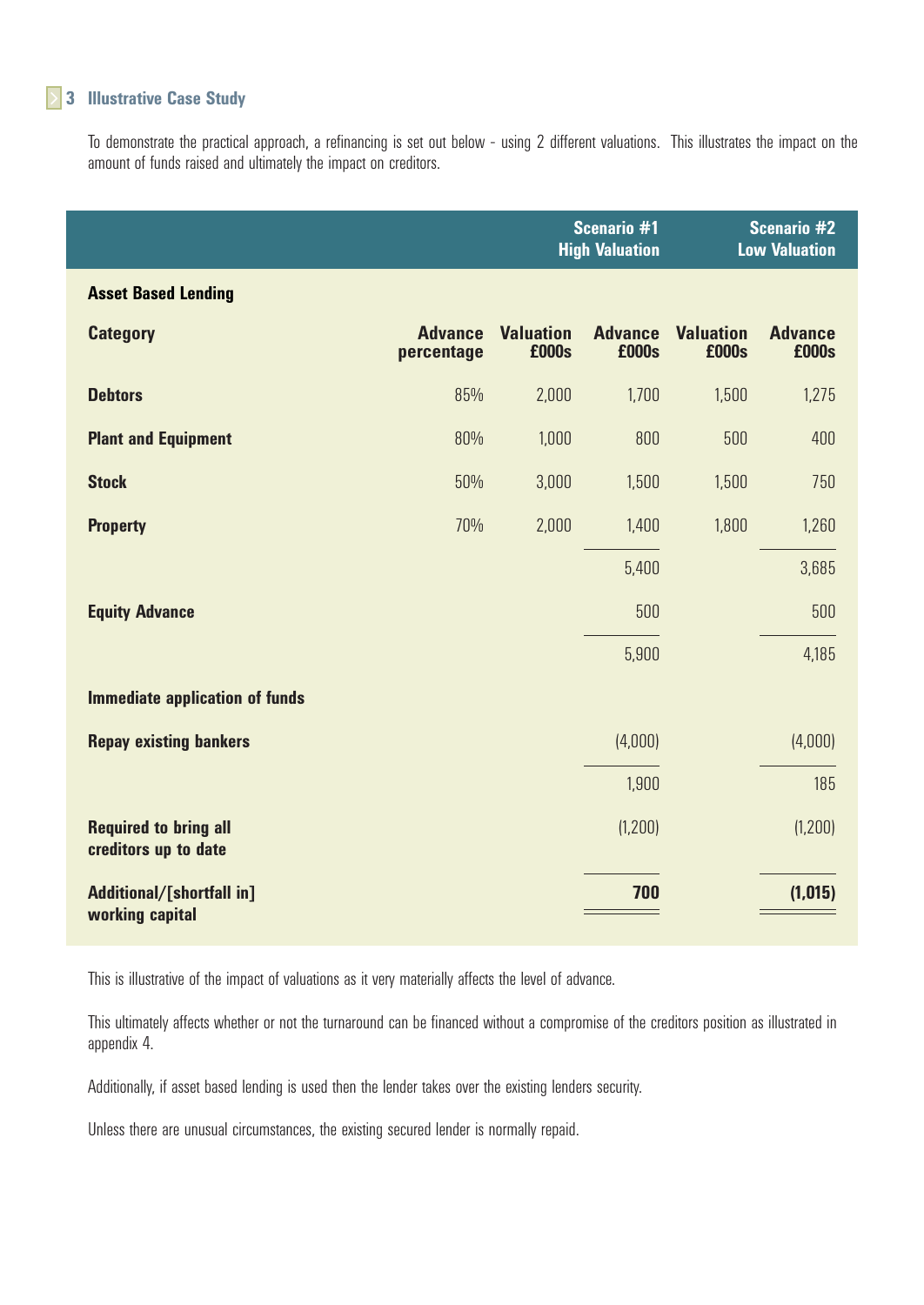## 3 Illustrative Case Study

To demonstrate the practical approach, a refinancing is set out below - using 2 different valuations. This illustrates the impact on the amount of funds raised and ultimately the impact on creditors.

| | | | Scenario #1 High Valuation | | Scenario #2 Low Valuation |
|---|---|---|---|---|---|
| **Asset Based Lending** | | | | | |
| **Category** | **Advance percentage** | **Valuation £000s** | **Advance £000s** | **Valuation £000s** | **Advance £000s** |
| **Debtors** | 85% | 2,000 | 1,700 | 1,500 | 1,275 |
| **Plant and Equipment** | 80% | 1,000 | 800 | 500 | 400 |
| **Stock** | 50% | 3,000 | 1,500 | 1,500 | 750 |
| **Property** | 70% | 2,000 | 1,400 | 1,800 | 1,260 |
| | | | 5,400 | | 3,685 |
| **Equity Advance** | | | 500 | | 500 |
| | | | 5,900 | | 4,185 |
| **Immediate application of funds** | | | | | |
| **Repay existing bankers** | | | (4,000) | | (4,000) |
| | | | 1,900 | | 185 |
| **Required to bring all creditors up to date** | | | (1,200) | | (1,200) |
| **Additional/[shortfall in] working capital** | | | **700** | | **(1,015)** |

This is illustrative of the impact of valuations as it very materially affects the level of advance.

This ultimately affects whether or not the turnaround can be financed without a compromise of the creditors position as illustrated in appendix 4.

Additionally, if asset based lending is used then the lender takes over the existing lenders security.

Unless there are unusual circumstances, the existing secured lender is normally repaid.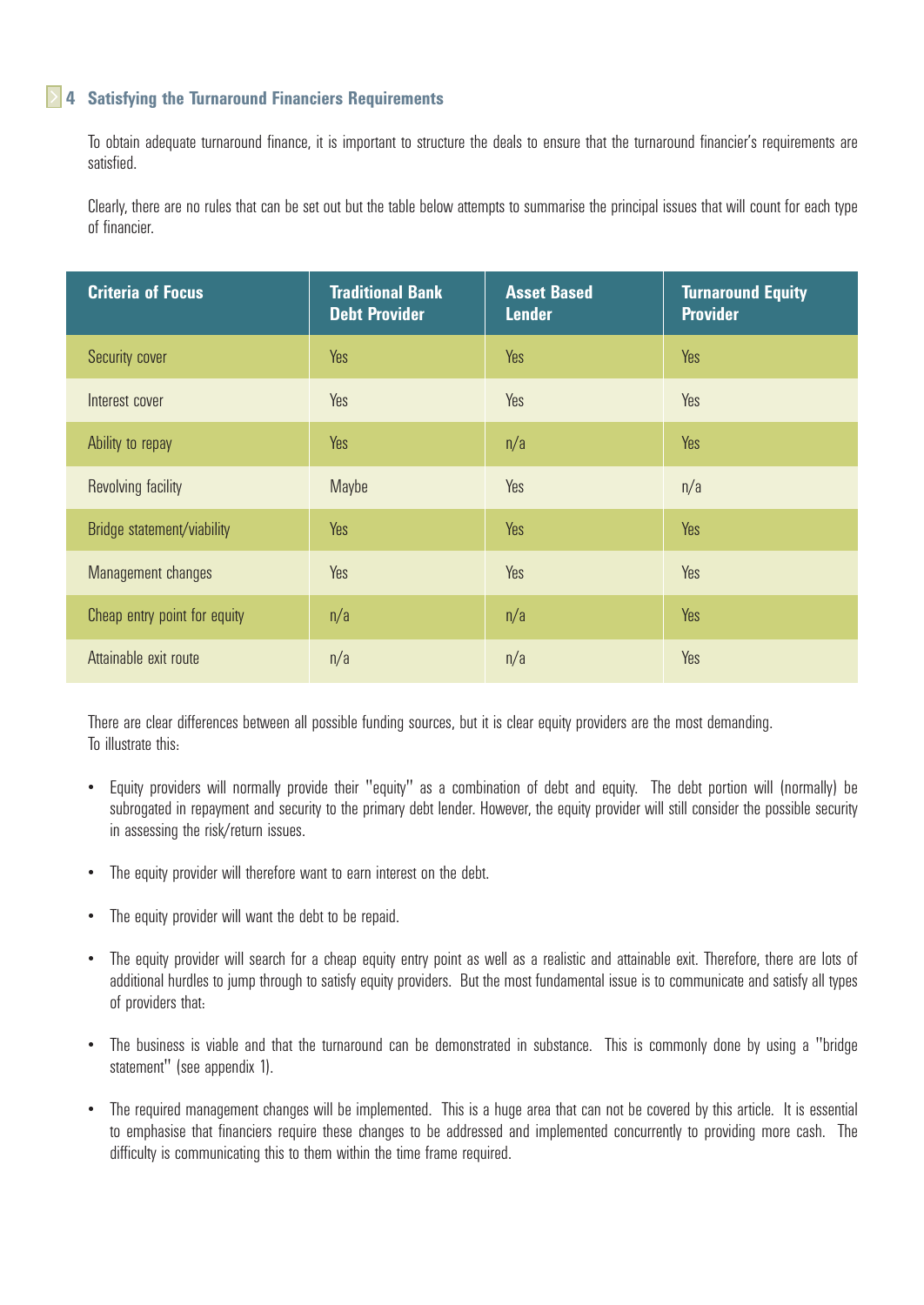## 4 Satisfying the Turnaround Financiers Requirements

To obtain adequate turnaround finance, it is important to structure the deals to ensure that the turnaround financier's requirements are satisfied.

Clearly, there are no rules that can be set out but the table below attempts to summarise the principal issues that will count for each type of financier.

| Criteria of Focus | Traditional Bank Debt Provider | Asset Based Lender | Turnaround Equity Provider |
|---|---|---|---|
| Security cover | Yes | Yes | Yes |
| Interest cover | Yes | Yes | Yes |
| Ability to repay | Yes | n/a | Yes |
| Revolving facility | Maybe | Yes | n/a |
| Bridge statement/viability | Yes | Yes | Yes |
| Management changes | Yes | Yes | Yes |
| Cheap entry point for equity | n/a | n/a | Yes |
| Attainable exit route | n/a | n/a | Yes |

There are clear differences between all possible funding sources, but it is clear equity providers are the most demanding. To illustrate this:

- Equity providers will normally provide their "equity" as a combination of debt and equity. The debt portion will (normally) be subrogated in repayment and security to the primary debt lender. However, the equity provider will still consider the possible security in assessing the risk/return issues.
- The equity provider will therefore want to earn interest on the debt.
- The equity provider will want the debt to be repaid.
- The equity provider will search for a cheap equity entry point as well as a realistic and attainable exit. Therefore, there are lots of additional hurdles to jump through to satisfy equity providers. But the most fundamental issue is to communicate and satisfy all types of providers that:
- The business is viable and that the turnaround can be demonstrated in substance. This is commonly done by using a "bridge statement" (see appendix 1).
- The required management changes will be implemented. This is a huge area that can not be covered by this article. It is essential to emphasise that financiers require these changes to be addressed and implemented concurrently to providing more cash. The difficulty is communicating this to them within the time frame required.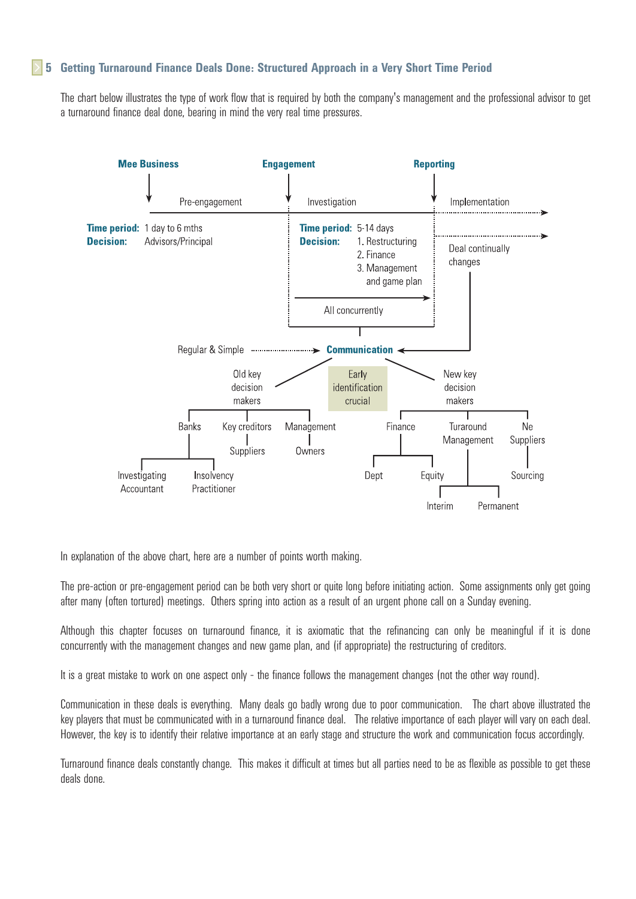## 5 Getting Turnaround Finance Deals Done: Structured Approach in a Very Short Time Period

The chart below illustrates the type of work flow that is required by both the company's management and the professional advisor to get a turnaround finance deal done, bearing in mind the very real time pressures.

**Mee Business** → Pre-engagement
**Engagement** → Investigation
**Reporting** → Implementation

**Time period:** 1 day to 6 mths
**Decision:** Advisors/Principal

**Time period:** 5-14 days
**Decision:**
1. Restructuring
2. Finance
3. Management and game plan

All concurrently

Deal continually changes

Regular & Simple → **Communication**

Old key decision makers | Early identification crucial | New key decision makers

- Old key decision makers
  - Banks
    - Investigating Accountant
    - Insolvency Practitioner
  - Key creditors
    - Suppliers
  - Management
    - Owners
- New key decision makers
  - Finance
    - Dept
    - Equity
  - Turaround Management
    - Interim
    - Permanent
  - Ne Suppliers
    - Sourcing

In explanation of the above chart, here are a number of points worth making.

The pre-action or pre-engagement period can be both very short or quite long before initiating action. Some assignments only get going after many (often tortured) meetings. Others spring into action as a result of an urgent phone call on a Sunday evening.

Although this chapter focuses on turnaround finance, it is axiomatic that the refinancing can only be meaningful if it is done concurrently with the management changes and new game plan, and (if appropriate) the restructuring of creditors.

It is a great mistake to work on one aspect only - the finance follows the management changes (not the other way round).

Communication in these deals is everything. Many deals go badly wrong due to poor communication. The chart above illustrated the key players that must be communicated with in a turnaround finance deal. The relative importance of each player will vary on each deal. However, the key is to identify their relative importance at an early stage and structure the work and communication focus accordingly.

Turnaround finance deals constantly change. This makes it difficult at times but all parties need to be as flexible as possible to get these deals done.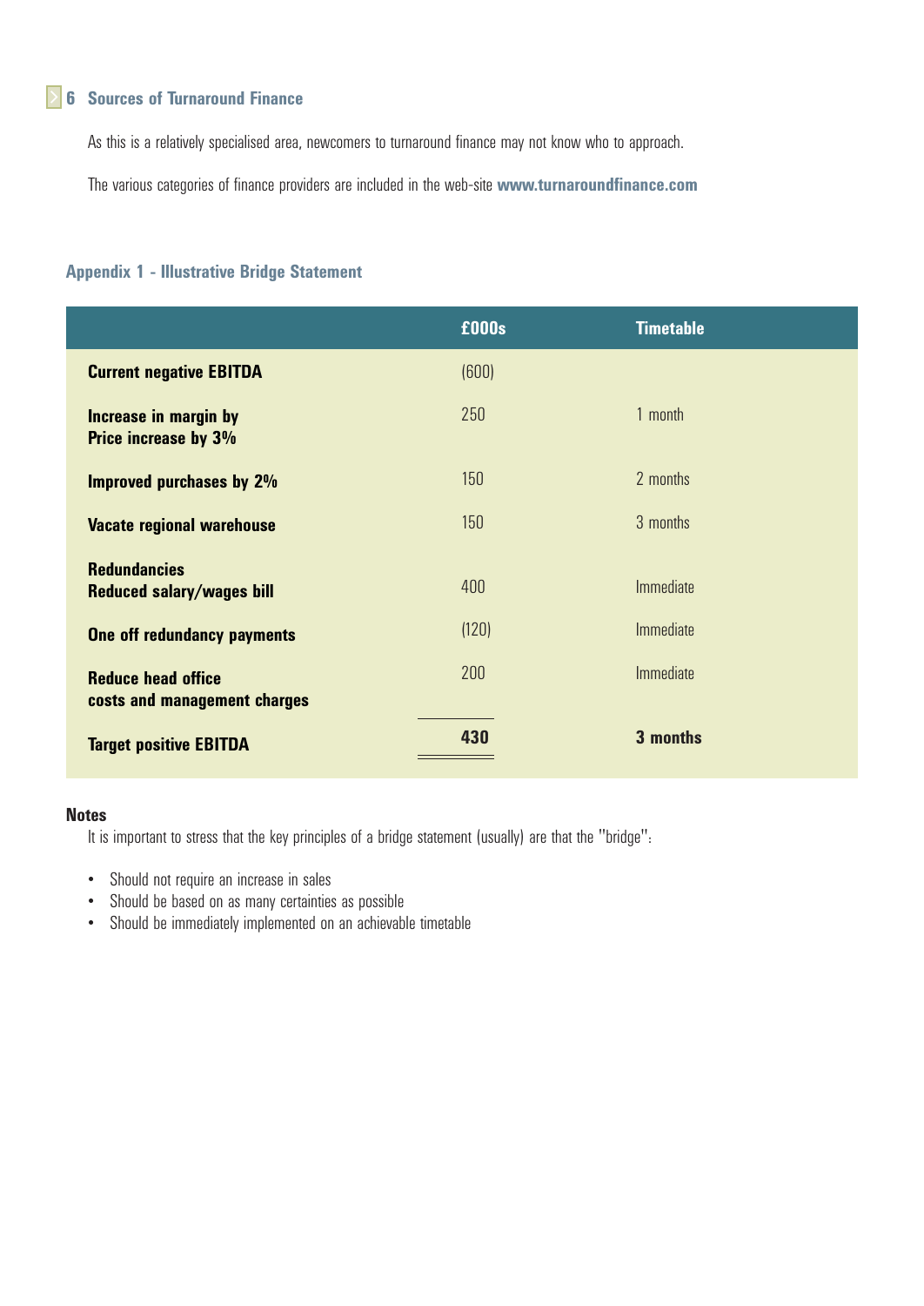## 6 Sources of Turnaround Finance

As this is a relatively specialised area, newcomers to turnaround finance may not know who to approach.

The various categories of finance providers are included in the web-site **www.turnaroundfinance.com**

### Appendix 1 - Illustrative Bridge Statement

| | £000s | Timetable |
|---|---|---|
| **Current negative EBITDA** | (600) | |
| **Increase in margin by Price increase by 3%** | 250 | 1 month |
| **Improved purchases by 2%** | 150 | 2 months |
| **Vacate regional warehouse** | 150 | 3 months |
| **Redundancies Reduced salary/wages bill** | 400 | Immediate |
| **One off redundancy payments** | (120) | Immediate |
| **Reduce head office costs and management charges** | 200 | Immediate |
| **Target positive EBITDA** | **430** | **3 months** |

**Notes**

It is important to stress that the key principles of a bridge statement (usually) are that the "bridge":

- Should not require an increase in sales
- Should be based on as many certainties as possible
- Should be immediately implemented on an achievable timetable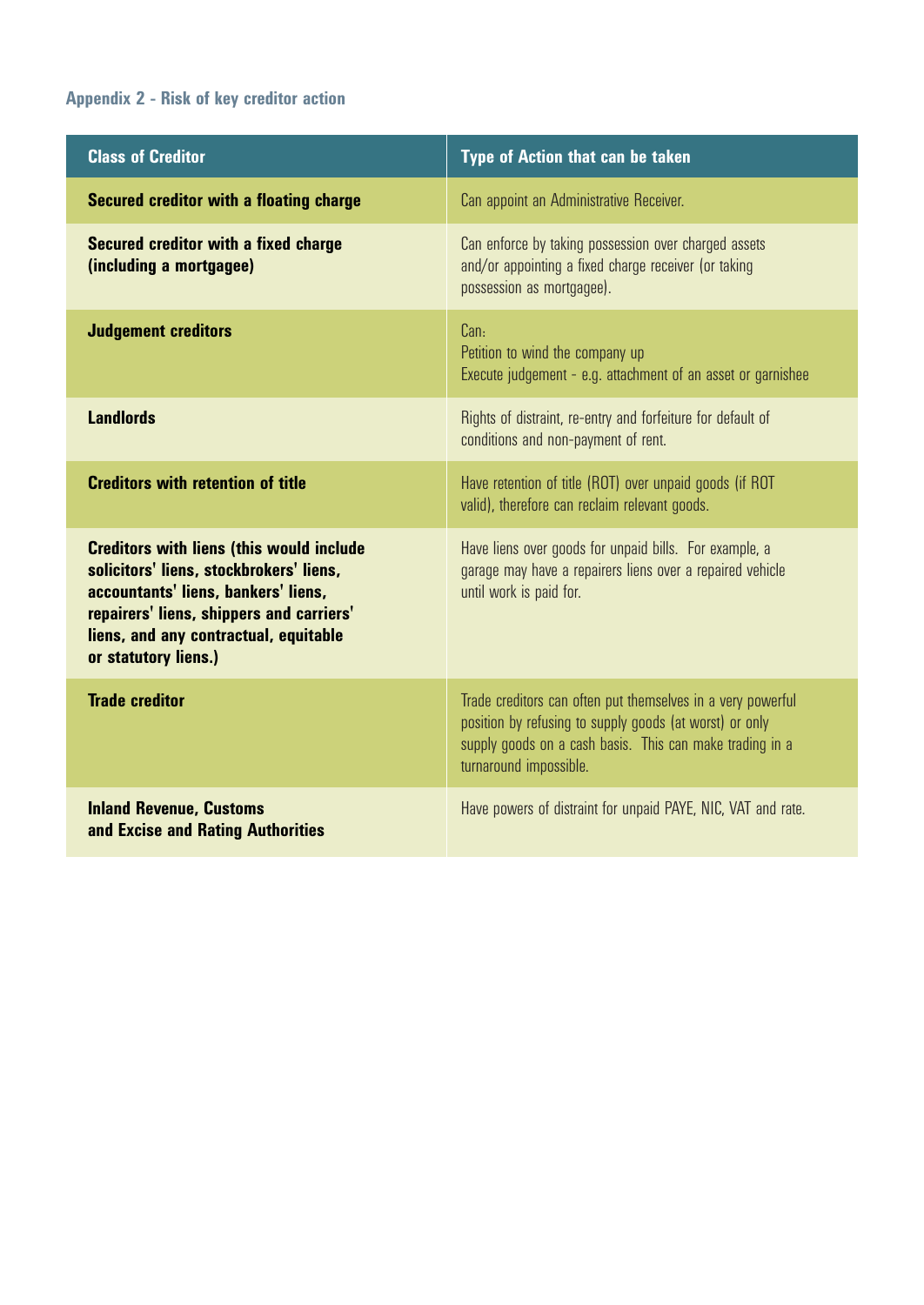## Appendix 2 - Risk of key creditor action

| Class of Creditor | Type of Action that can be taken |
|---|---|
| **Secured creditor with a floating charge** | Can appoint an Administrative Receiver. |
| **Secured creditor with a fixed charge (including a mortgagee)** | Can enforce by taking possession over charged assets and/or appointing a fixed charge receiver (or taking possession as mortgagee). |
| **Judgement creditors** | Can:<br>Petition to wind the company up<br>Execute judgement - e.g. attachment of an asset or garnishee |
| **Landlords** | Rights of distraint, re-entry and forfeiture for default of conditions and non-payment of rent. |
| **Creditors with retention of title** | Have retention of title (ROT) over unpaid goods (if ROT valid), therefore can reclaim relevant goods. |
| **Creditors with liens (this would include solicitors' liens, stockbrokers' liens, accountants' liens, bankers' liens, repairers' liens, shippers and carriers' liens, and any contractual, equitable or statutory liens.)** | Have liens over goods for unpaid bills. For example, a garage may have a repairers liens over a repaired vehicle until work is paid for. |
| **Trade creditor** | Trade creditors can often put themselves in a very powerful position by refusing to supply goods (at worst) or only supply goods on a cash basis. This can make trading in a turnaround impossible. |
| **Inland Revenue, Customs and Excise and Rating Authorities** | Have powers of distraint for unpaid PAYE, NIC, VAT and rate. |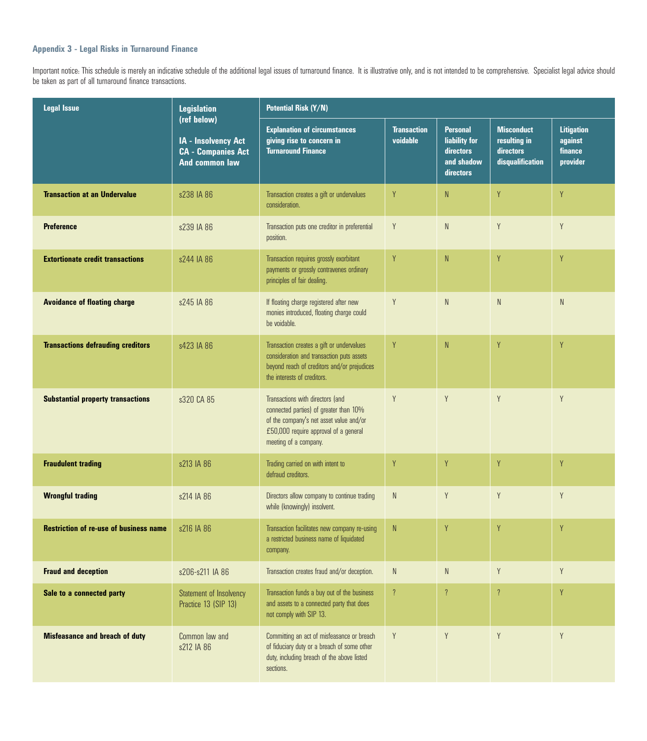### Appendix 3 - Legal Risks in Turnaround Finance

Important notice: This schedule is merely an indicative schedule of the additional legal issues of turnaround finance. It is illustrative only, and is not intended to be comprehensive. Specialist legal advice should be taken as part of all turnaround finance transactions.

| Legal Issue | Legislation (ref below) IA - Insolvency Act CA - Companies Act And common law | Potential Risk (Y/N) | | | | |
|---|---|---|---|---|---|---|
| | | Explanation of circumstances giving rise to concern in Turnaround Finance | Transaction voidable | Personal liability for directors and shadow directors | Misconduct resulting in directors disqualification | Litigation against finance provider |
| **Transaction at an Undervalue** | s238 IA 86 | Transaction creates a gift or undervalues consideration. | Y | N | Y | Y |
| **Preference** | s239 IA 86 | Transaction puts one creditor in preferential position. | Y | N | Y | Y |
| **Extortionate credit transactions** | s244 IA 86 | Transaction requires grossly exorbitant payments or grossly contravenes ordinary principles of fair dealing. | Y | N | Y | Y |
| **Avoidance of floating charge** | s245 IA 86 | If floating charge registered after new monies introduced, floating charge could be voidable. | Y | N | N | N |
| **Transactions defrauding creditors** | s423 IA 86 | Transaction creates a gift or undervalues consideration and transaction puts assets beyond reach of creditors and/or prejudices the interests of creditors. | Y | N | Y | Y |
| **Substantial property transactions** | s320 CA 85 | Transactions with directors (and connected parties) of greater than 10% of the company's net asset value and/or £50,000 require approval of a general meeting of a company. | Y | Y | Y | Y |
| **Fraudulent trading** | s213 IA 86 | Trading carried on with intent to defraud creditors. | Y | Y | Y | Y |
| **Wrongful trading** | s214 IA 86 | Directors allow company to continue trading while (knowingly) insolvent. | N | Y | Y | Y |
| **Restriction of re-use of business name** | s216 IA 86 | Transaction facilitates new company re-using a restricted business name of liquidated company. | N | Y | Y | Y |
| **Fraud and deception** | s206-s211 IA 86 | Transaction creates fraud and/or deception. | N | N | Y | Y |
| **Sale to a connected party** | Statement of Insolvency Practice 13 (SIP 13) | Transaction funds a buy out of the business and assets to a connected party that does not comply with SIP 13. | ? | ? | ? | Y |
| **Misfeasance and breach of duty** | Common law and s212 IA 86 | Committing an act of misfeasance or breach of fiduciary duty or a breach of some other duty, including breach of the above listed sections. | Y | Y | Y | Y |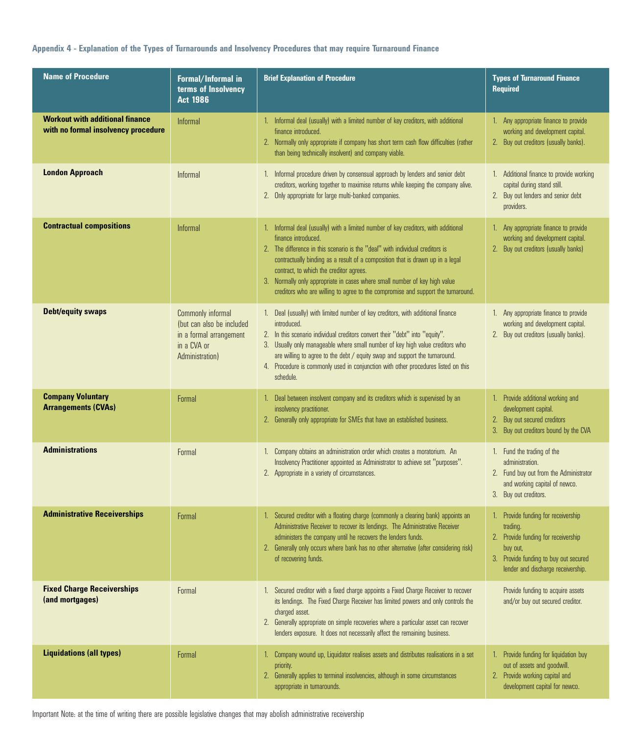### Appendix 4 - Explanation of the Types of Turnarounds and Insolvency Procedures that may require Turnaround Finance

| Name of Procedure | Formal/Informal in terms of Insolvency Act 1986 | Brief Explanation of Procedure | Types of Turnaround Finance Required |
|---|---|---|---|
| **Workout with additional finance with no formal insolvency procedure** | Informal | 1. Informal deal (usually) with a limited number of key creditors, with additional finance introduced.<br>2. Normally only appropriate if company has short term cash flow difficulties (rather than being technically insolvent) and company viable. | 1. Any appropriate finance to provide working and development capital.<br>2. Buy out creditors (usually banks). |
| **London Approach** | Informal | 1. Informal procedure driven by consensual approach by lenders and senior debt creditors, working together to maximise returns while keeping the company alive.<br>2. Only appropriate for large multi-banked companies. | 1. Additional finance to provide working capital during stand still.<br>2. Buy out lenders and senior debt providers. |
| **Contractual compositions** | Informal | 1. Informal deal (usually) with a limited number of key creditors, with additional finance introduced.<br>2. The difference in this scenario is the "deal" with individual creditors is contractually binding as a result of a composition that is drawn up in a legal contract, to which the creditor agrees.<br>3. Normally only appropriate in cases where small number of key high value creditors who are willing to agree to the compromise and support the turnaround. | 1. Any appropriate finance to provide working and development capital.<br>2. Buy out creditors (usually banks) |
| **Debt/equity swaps** | Commonly informal (but can also be included in a formal arrangement in a CVA or Administration) | 1. Deal (usually) with limited number of key creditors, with additional finance introduced.<br>2. In this scenario individual creditors convert their "debt" into "equity".<br>3. Usually only manageable where small number of key high value creditors who are willing to agree to the debt / equity swap and support the turnaround.<br>4. Procedure is commonly used in conjunction with other procedures listed on this schedule. | 1. Any appropriate finance to provide working and development capital.<br>2. Buy out creditors (usually banks). |
| **Company Voluntary Arrangements (CVAs)** | Formal | 1. Deal between insolvent company and its creditors which is supervised by an insolvency practitioner.<br>2. Generally only appropriate for SMEs that have an established business. | 1. Provide additional working and development capital.<br>2. Buy out secured creditors<br>3. Buy out creditors bound by the CVA |
| **Administrations** | Formal | 1. Company obtains an administration order which creates a moratorium. An Insolvency Practitioner appointed as Administrator to achieve set "purposes".<br>2. Appropriate in a variety of circumstances. | 1. Fund the trading of the administration.<br>2. Fund buy out from the Administrator and working capital of newco.<br>3. Buy out creditors. |
| **Administrative Receiverships** | Formal | 1. Secured creditor with a floating charge (commonly a clearing bank) appoints an Administrative Receiver to recover its lendings. The Administrative Receiver administers the company until he recovers the lenders funds.<br>2. Generally only occurs where bank has no other alternative (after considering risk) of recovering funds. | 1. Provide funding for receivership trading.<br>2. Provide funding for receivership buy out,<br>3. Provide funding to buy out secured lender and discharge receivership. |
| **Fixed Charge Receiverships (and mortgages)** | Formal | 1. Secured creditor with a fixed charge appoints a Fixed Charge Receiver to recover its lendings. The Fixed Charge Receiver has limited powers and only controls the charged asset.<br>2. Generally appropriate on simple recoveries where a particular asset can recover lenders exposure. It does not necessarily affect the remaining business. | Provide funding to acquire assets and/or buy out secured creditor. |
| **Liquidations (all types)** | Formal | 1. Company wound up, Liquidator realises assets and distributes realisations in a set priority.<br>2. Generally applies to terminal insolvencies, although in some circumstances appropriate in turnarounds. | 1. Provide funding for liquidation buy out of assets and goodwill.<br>2. Provide working capital and development capital for newco. |

Important Note: at the time of writing there are possible legislative changes that may abolish administrative receivership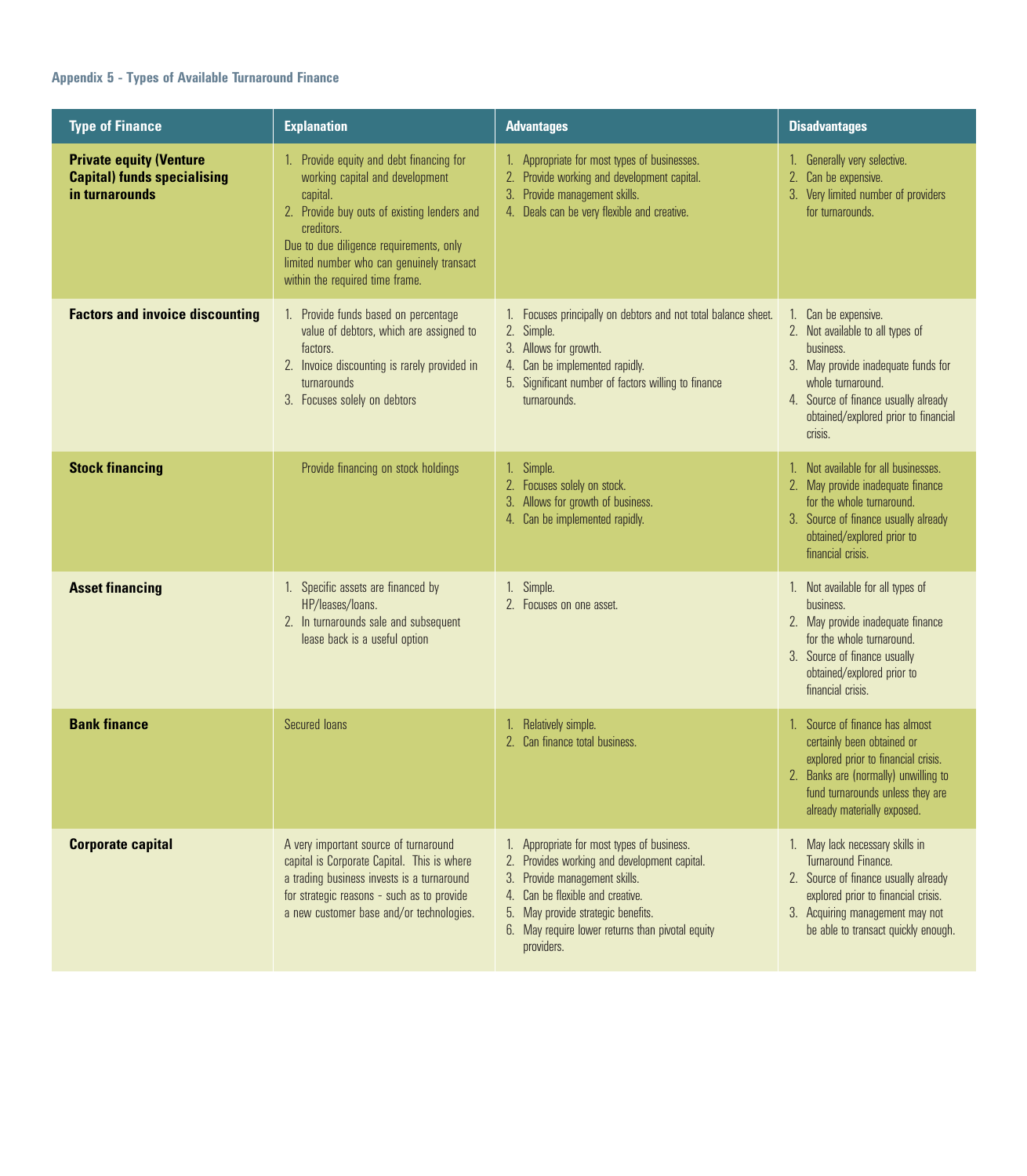**Appendix 5 - Types of Available Turnaround Finance**

| Type of Finance | Explanation | Advantages | Disadvantages |
|---|---|---|---|
| **Private equity (Venture Capital) funds specialising in turnarounds** | 1. Provide equity and debt financing for working capital and development capital.<br>2. Provide buy outs of existing lenders and creditors.<br>Due to due diligence requirements, only limited number who can genuinely transact within the required time frame. | 1. Appropriate for most types of businesses.<br>2. Provide working and development capital.<br>3. Provide management skills.<br>4. Deals can be very flexible and creative. | 1. Generally very selective.<br>2. Can be expensive.<br>3. Very limited number of providers for turnarounds. |
| **Factors and invoice discounting** | 1. Provide funds based on percentage value of debtors, which are assigned to factors.<br>2. Invoice discounting is rarely provided in turnarounds<br>3. Focuses solely on debtors | 1. Focuses principally on debtors and not total balance sheet.<br>2. Simple.<br>3. Allows for growth.<br>4. Can be implemented rapidly.<br>5. Significant number of factors willing to finance turnarounds. | 1. Can be expensive.<br>2. Not available to all types of business.<br>3. May provide inadequate funds for whole turnaround.<br>4. Source of finance usually already obtained/explored prior to financial crisis. |
| **Stock financing** | Provide financing on stock holdings | 1. Simple.<br>2. Focuses solely on stock.<br>3. Allows for growth of business.<br>4. Can be implemented rapidly. | 1. Not available for all businesses.<br>2. May provide inadequate finance for the whole turnaround.<br>3. Source of finance usually already obtained/explored prior to financial crisis. |
| **Asset financing** | 1. Specific assets are financed by HP/leases/loans.<br>2. In turnarounds sale and subsequent lease back is a useful option | 1. Simple.<br>2. Focuses on one asset. | 1. Not available for all types of business.<br>2. May provide inadequate finance for the whole turnaround.<br>3. Source of finance usually obtained/explored prior to financial crisis. |
| **Bank finance** | Secured loans | 1. Relatively simple.<br>2. Can finance total business. | 1. Source of finance has almost certainly been obtained or explored prior to financial crisis.<br>2. Banks are (normally) unwilling to fund turnarounds unless they are already materially exposed. |
| **Corporate capital** | A very important source of turnaround capital is Corporate Capital. This is where a trading business invests is a turnaround for strategic reasons - such as to provide a new customer base and/or technologies. | 1. Appropriate for most types of business.<br>2. Provides working and development capital.<br>3. Provide management skills.<br>4. Can be flexible and creative.<br>5. May provide strategic benefits.<br>6. May require lower returns than pivotal equity providers. | 1. May lack necessary skills in Turnaround Finance.<br>2. Source of finance usually already explored prior to financial crisis.<br>3. Acquiring management may not be able to transact quickly enough. |